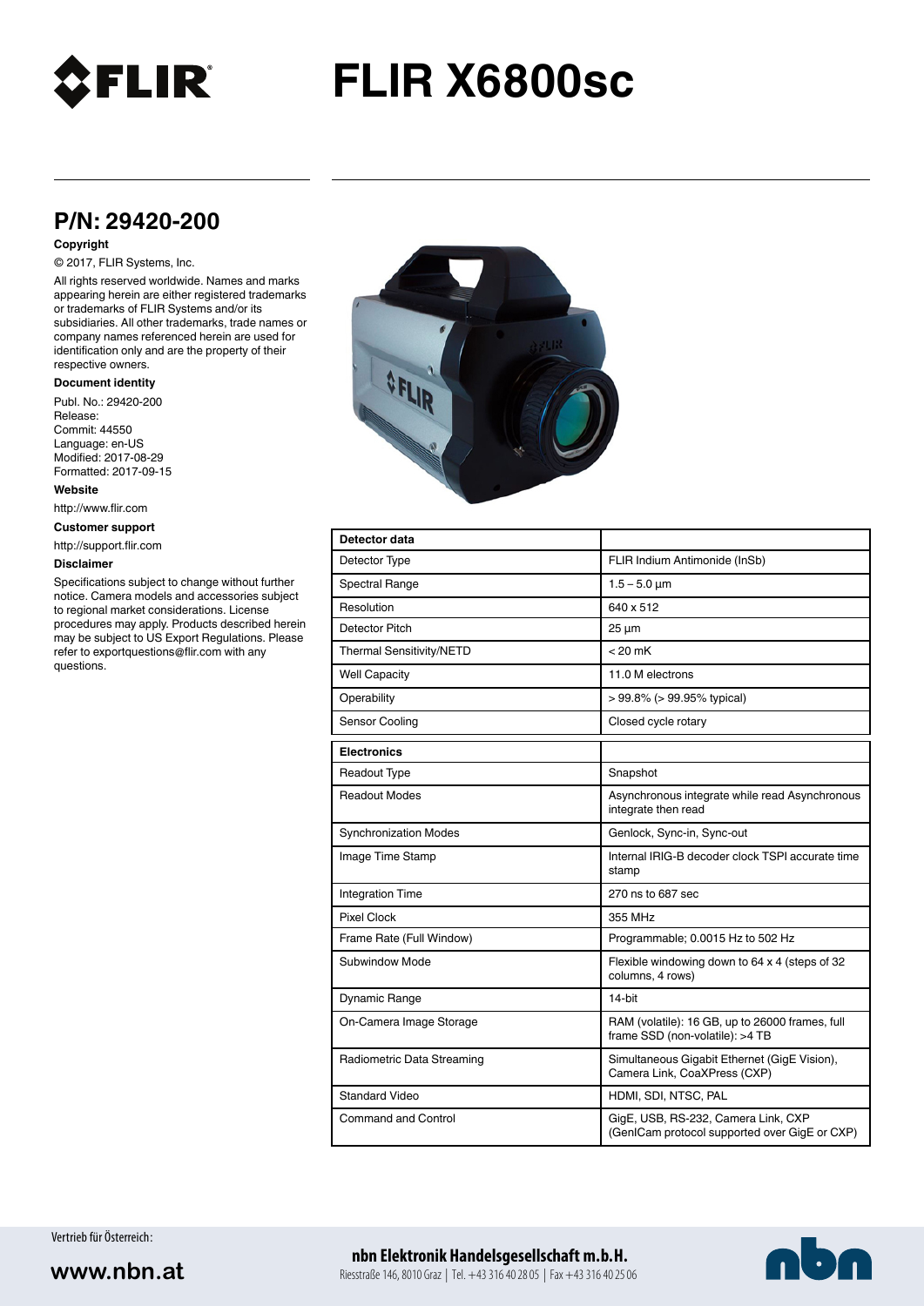# FLIR X6800sc

## P/N: 29420-200

**Copyright**

© 2017, FLIR Systems, Inc.

All rights reserved worldwide. Names and marks appearing herein are either registered trademarks or trademarks of FLIR Systems and/or its subsidiaries. All other trademarks, trade names or company names referenced herein are used for identification only and are the property of their respective owners.

**Document identity**

Publ. No.: 29420-200
Release:
Commit: 44550
Language: en-US
Modified: 2017-08-29
Formatted: 2017-09-15

**Website**

http://www.flir.com

**Customer support**

http://support.flir.com

**Disclaimer**

Specifications subject to change without further notice. Camera models and accessories subject to regional market considerations. License procedures may apply. Products described herein may be subject to US Export Regulations. Please refer to exportquestions@flir.com with any questions.

| Detector data | |
|---|---|
| Detector Type | FLIR Indium Antimonide (InSb) |
| Spectral Range | 1.5 – 5.0 µm |
| Resolution | 640 x 512 |
| Detector Pitch | 25 µm |
| Thermal Sensitivity/NETD | < 20 mK |
| Well Capacity | 11.0 M electrons |
| Operability | > 99.8% (> 99.95% typical) |
| Sensor Cooling | Closed cycle rotary |

| Electronics | |
|---|---|
| Readout Type | Snapshot |
| Readout Modes | Asynchronous integrate while read Asynchronous integrate then read |
| Synchronization Modes | Genlock, Sync-in, Sync-out |
| Image Time Stamp | Internal IRIG-B decoder clock TSPI accurate time stamp |
| Integration Time | 270 ns to 687 sec |
| Pixel Clock | 355 MHz |
| Frame Rate (Full Window) | Programmable; 0.0015 Hz to 502 Hz |
| Subwindow Mode | Flexible windowing down to 64 x 4 (steps of 32 columns, 4 rows) |
| Dynamic Range | 14-bit |
| On-Camera Image Storage | RAM (volatile): 16 GB, up to 26000 frames, full frame SSD (non-volatile): >4 TB |
| Radiometric Data Streaming | Simultaneous Gigabit Ethernet (GigE Vision), Camera Link, CoaXPress (CXP) |
| Standard Video | HDMI, SDI, NTSC, PAL |
| Command and Control | GigE, USB, RS-232, Camera Link, CXP (GenICam protocol supported over GigE or CXP) |

Vertrieb für Österreich:

www.nbn.at

**nbn Elektronik Handelsgesellschaft m.b.H.**
Riesstraße 146, 8010 Graz | Tel. +43 316 40 28 05 | Fax +43 316 40 25 06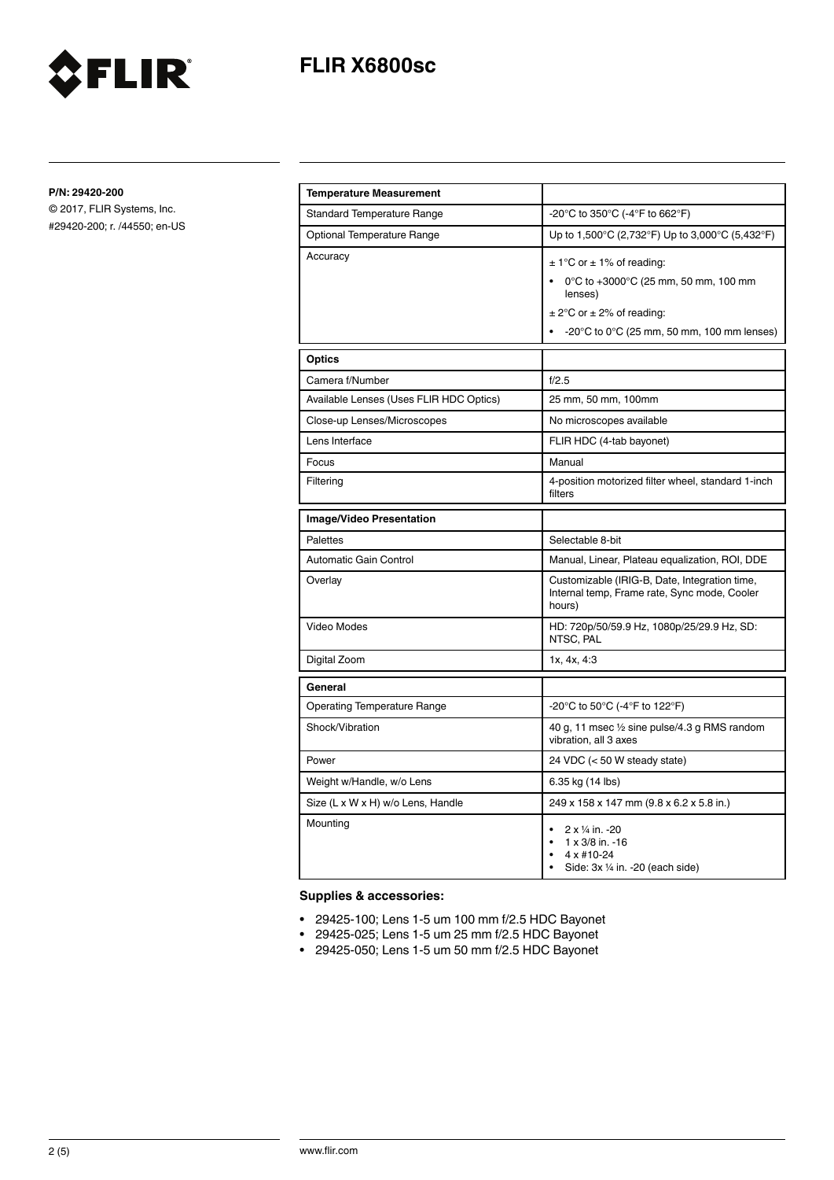# FLIR X6800sc

**P/N: 29420-200**

© 2017, FLIR Systems, Inc.
#29420-200; r. /44550; en-US

| **Temperature Measurement** | |
|---|---|
| Standard Temperature Range | -20°C to 350°C (-4°F to 662°F) |
| Optional Temperature Range | Up to 1,500°C (2,732°F) Up to 3,000°C (5,432°F) |
| Accuracy | ± 1°C or ± 1% of reading:<br>• 0°C to +3000°C (25 mm, 50 mm, 100 mm lenses)<br>± 2°C or ± 2% of reading:<br>• -20°C to 0°C (25 mm, 50 mm, 100 mm lenses) |
| **Optics** | |
| Camera f/Number | f/2.5 |
| Available Lenses (Uses FLIR HDC Optics) | 25 mm, 50 mm, 100mm |
| Close-up Lenses/Microscopes | No microscopes available |
| Lens Interface | FLIR HDC (4-tab bayonet) |
| Focus | Manual |
| Filtering | 4-position motorized filter wheel, standard 1-inch filters |
| **Image/Video Presentation** | |
| Palettes | Selectable 8-bit |
| Automatic Gain Control | Manual, Linear, Plateau equalization, ROI, DDE |
| Overlay | Customizable (IRIG-B, Date, Integration time, Internal temp, Frame rate, Sync mode, Cooler hours) |
| Video Modes | HD: 720p/50/59.9 Hz, 1080p/25/29.9 Hz, SD: NTSC, PAL |
| Digital Zoom | 1x, 4x, 4:3 |
| **General** | |
| Operating Temperature Range | -20°C to 50°C (-4°F to 122°F) |
| Shock/Vibration | 40 g, 11 msec ½ sine pulse/4.3 g RMS random vibration, all 3 axes |
| Power | 24 VDC (< 50 W steady state) |
| Weight w/Handle, w/o Lens | 6.35 kg (14 lbs) |
| Size (L x W x H) w/o Lens, Handle | 249 x 158 x 147 mm (9.8 x 6.2 x 5.8 in.) |
| Mounting | • 2 x ¼ in. -20<br>• 1 x 3/8 in. -16<br>• 4 x #10-24<br>• Side: 3x ¼ in. -20 (each side) |

**Supplies & accessories:**

- 29425-100; Lens 1-5 um 100 mm f/2.5 HDC Bayonet
- 29425-025; Lens 1-5 um 25 mm f/2.5 HDC Bayonet
- 29425-050; Lens 1-5 um 50 mm f/2.5 HDC Bayonet

www.flir.com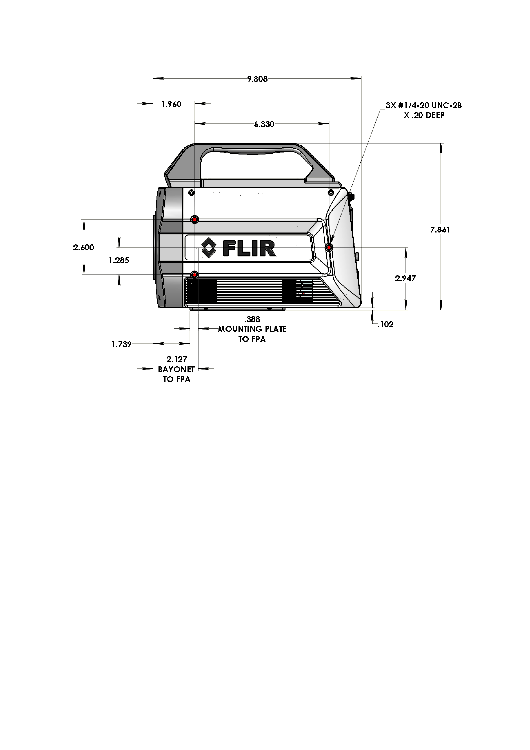9.808

1.960

6.330

3X #1/4-20 UNC-2B
X .20 DEEP

7.861

2.600

1.285

FLIR

2.947

.102

.388
MOUNTING PLATE
TO FPA

1.739

2.127
BAYONET
TO FPA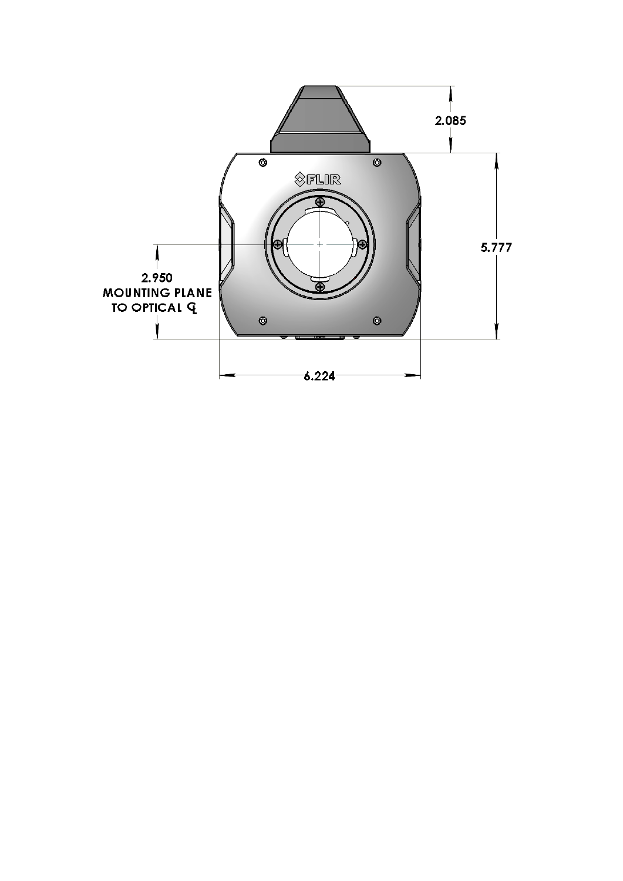2.085

5.777

2.950
MOUNTING PLANE
TO OPTICAL ℄

6.224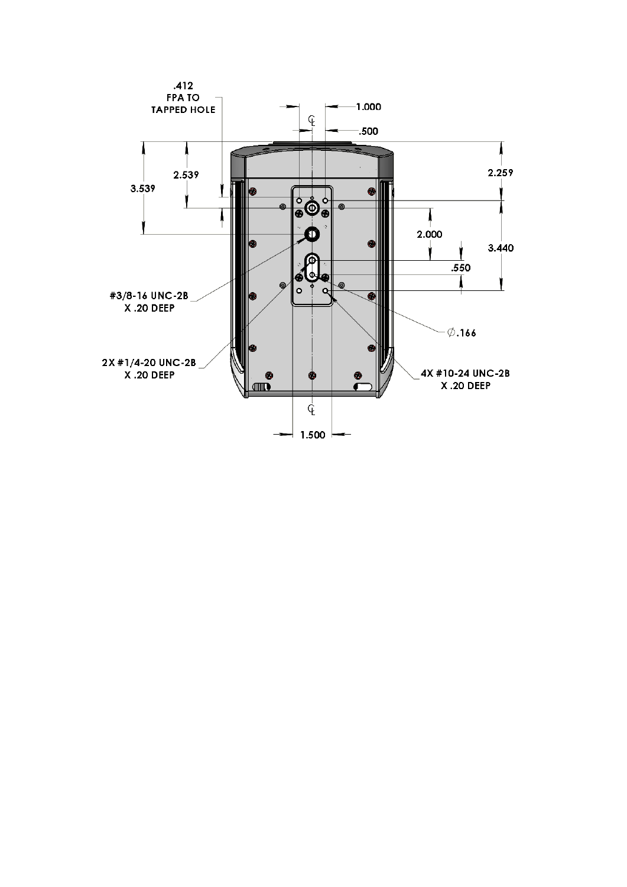.412
FPA TO
TAPPED HOLE

1.000

.500

2.539

3.539

2.259

2.000

3.440

.550

#3/8-16 UNC-2B
X .20 DEEP

∅.166

2X #1/4-20 UNC-2B
X .20 DEEP

4X #10-24 UNC-2B
X .20 DEEP

1.500